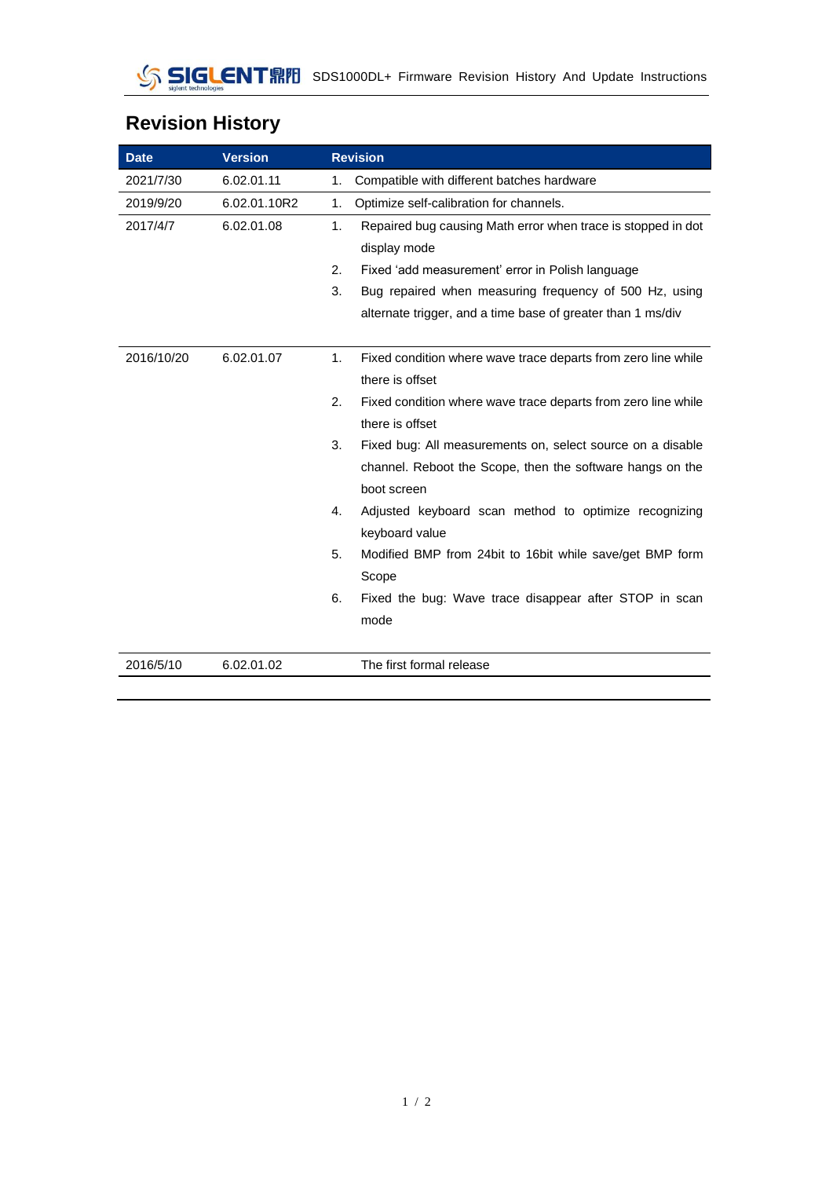## Revision History

| Date | Version | Revision |
|---|---|---|
| 2021/7/30 | 6.02.01.11 | 1. Compatible with different batches hardware |
| 2019/9/20 | 6.02.01.10R2 | 1. Optimize self-calibration for channels. |
| 2017/4/7 | 6.02.01.08 | 1. Repaired bug causing Math error when trace is stopped in dot display mode<br>2. Fixed 'add measurement' error in Polish language<br>3. Bug repaired when measuring frequency of 500 Hz, using alternate trigger, and a time base of greater than 1 ms/div |
| 2016/10/20 | 6.02.01.07 | 1. Fixed condition where wave trace departs from zero line while there is offset<br>2. Fixed condition where wave trace departs from zero line while there is offset<br>3. Fixed bug: All measurements on, select source on a disable channel. Reboot the Scope, then the software hangs on the boot screen<br>4. Adjusted keyboard scan method to optimize recognizing keyboard value<br>5. Modified BMP from 24bit to 16bit while save/get BMP form Scope<br>6. Fixed the bug: Wave trace disappear after STOP in scan mode |
| 2016/5/10 | 6.02.01.02 | The first formal release |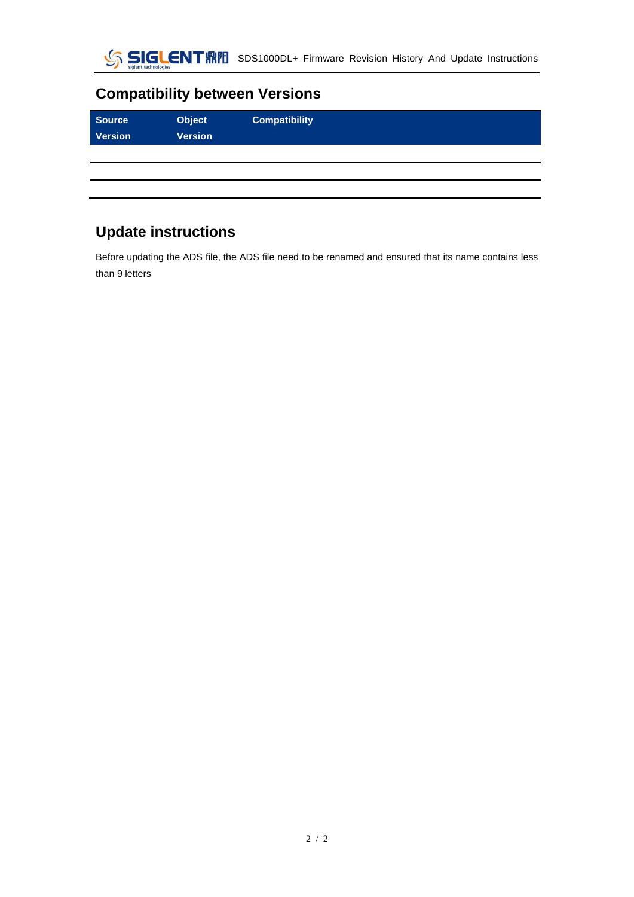## Compatibility between Versions

| Source Version | Object Version | Compatibility |
|---|---|---|
| | | |
| | | |
| | | |

## Update instructions

Before updating the ADS file, the ADS file need to be renamed and ensured that its name contains less than 9 letters